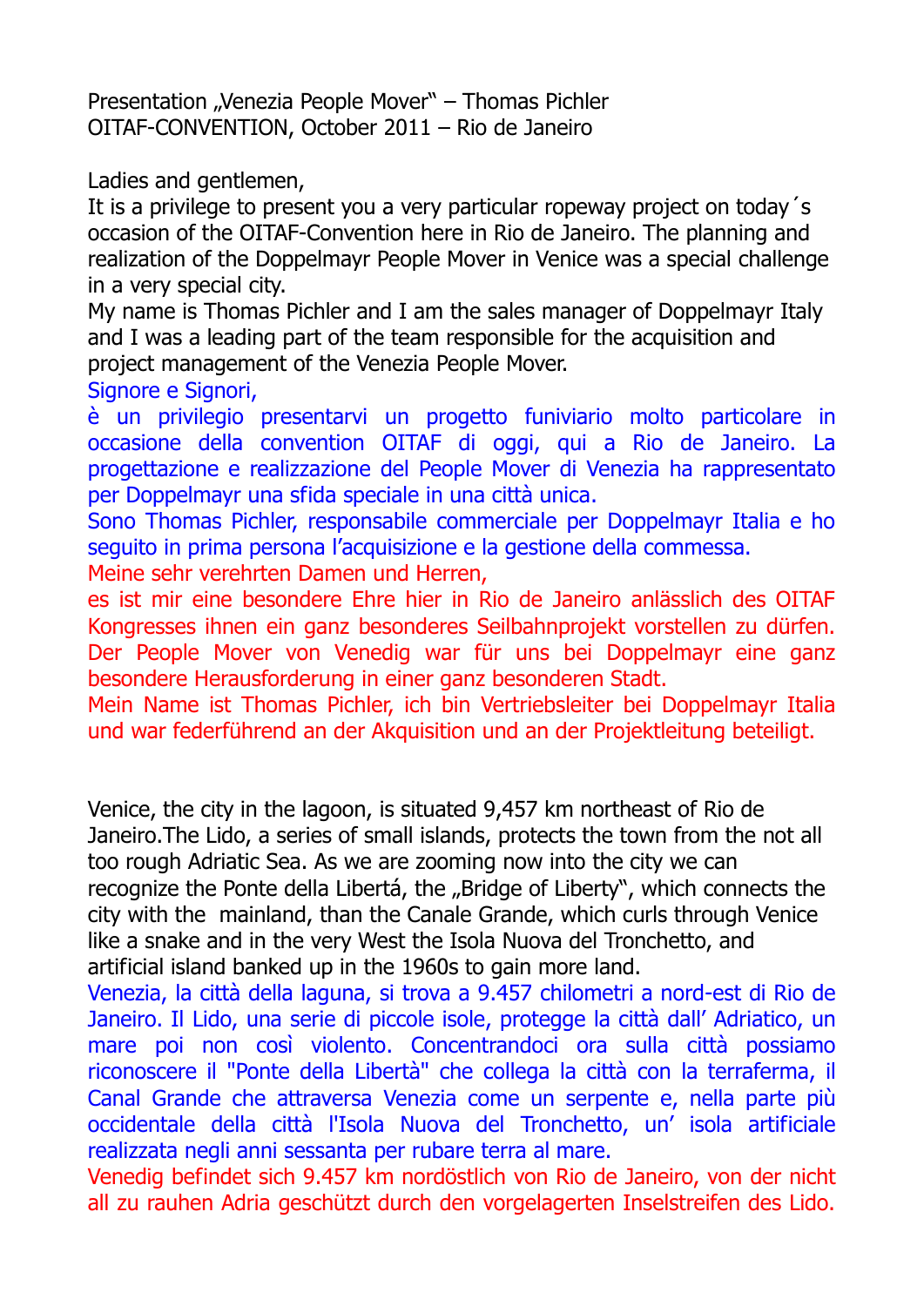Presentation „Venezia People Mover" – Thomas Pichler
OITAF-CONVENTION, October 2011 – Rio de Janeiro

Ladies and gentlemen,
It is a privilege to present you a very particular ropeway project on today´s occasion of the OITAF-Convention here in Rio de Janeiro. The planning and realization of the Doppelmayr People Mover in Venice was a special challenge in a very special city.
My name is Thomas Pichler and I am the sales manager of Doppelmayr Italy and I was a leading part of the team responsible for the acquisition and project management of the Venezia People Mover.
Signore e Signori,
è un privilegio presentarvi un progetto funiviario molto particolare in occasione della convention OITAF di oggi, qui a Rio de Janeiro. La progettazione e realizzazione del People Mover di Venezia ha rappresentato per Doppelmayr una sfida speciale in una città unica.
Sono Thomas Pichler, responsabile commerciale per Doppelmayr Italia e ho seguito in prima persona l'acquisizione e la gestione della commessa.
Meine sehr verehrten Damen und Herren,
es ist mir eine besondere Ehre hier in Rio de Janeiro anlässlich des OITAF Kongresses ihnen ein ganz besonderes Seilbahnprojekt vorstellen zu dürfen. Der People Mover von Venedig war für uns bei Doppelmayr eine ganz besondere Herausforderung in einer ganz besonderen Stadt.
Mein Name ist Thomas Pichler, ich bin Vertriebsleiter bei Doppelmayr Italia und war federführend an der Akquisition und an der Projektleitung beteiligt.

Venice, the city in the lagoon, is situated 9,457 km northeast of Rio de Janeiro.The Lido, a series of small islands, protects the town from the not all too rough Adriatic Sea. As we are zooming now into the city we can recognize the Ponte della Libertá, the „Bridge of Liberty", which connects the city with the mainland, than the Canale Grande, which curls through Venice like a snake and in the very West the Isola Nuova del Tronchetto, and artificial island banked up in the 1960s to gain more land.
Venezia, la città della laguna, si trova a 9.457 chilometri a nord-est di Rio de Janeiro. Il Lido, una serie di piccole isole, protegge la città dall' Adriatico, un mare poi non così violento. Concentrandoci ora sulla città possiamo riconoscere il "Ponte della Libertà" che collega la città con la terraferma, il Canal Grande che attraversa Venezia come un serpente e, nella parte più occidentale della città l'Isola Nuova del Tronchetto, un' isola artificiale realizzata negli anni sessanta per rubare terra al mare.
Venedig befindet sich 9.457 km nordöstlich von Rio de Janeiro, von der nicht all zu rauhen Adria geschützt durch den vorgelagerten Inselstreifen des Lido.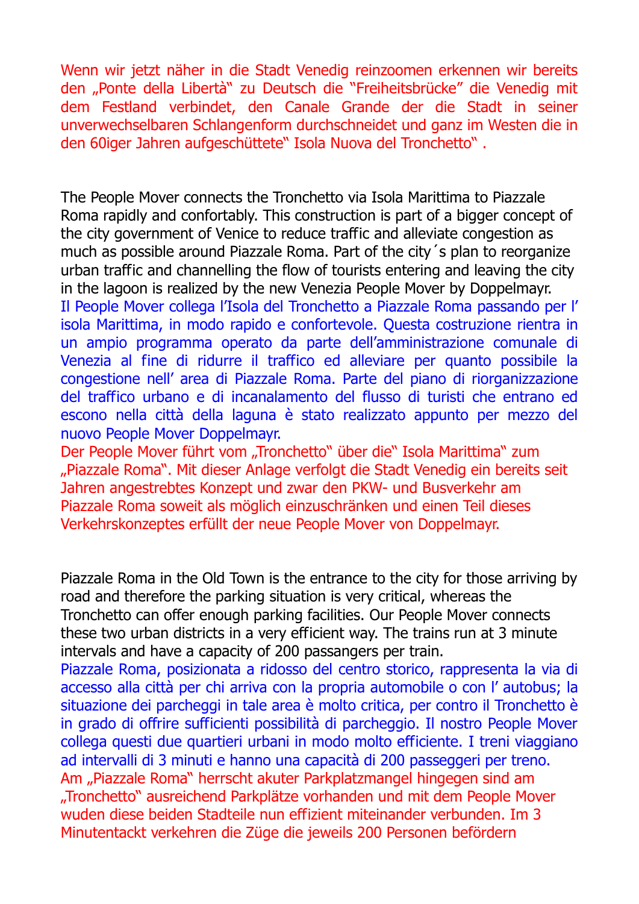Wenn wir jetzt näher in die Stadt Venedig reinzoomen erkennen wir bereits den „Ponte della Libertà" zu Deutsch die "Freiheitsbrücke" die Venedig mit dem Festland verbindet, den Canale Grande der die Stadt in seiner unverwechselbaren Schlangenform durchschneidet und ganz im Westen die in den 60iger Jahren aufgeschüttete" Isola Nuova del Tronchetto" .

The People Mover connects the Tronchetto via Isola Marittima to Piazzale Roma rapidly and confortably. This construction is part of a bigger concept of the city government of Venice to reduce traffic and alleviate congestion as much as possible around Piazzale Roma. Part of the city´s plan to reorganize urban traffic and channelling the flow of tourists entering and leaving the city in the lagoon is realized by the new Venezia People Mover by Doppelmayr.
Il People Mover collega l'Isola del Tronchetto a Piazzale Roma passando per l' isola Marittima, in modo rapido e confortevole. Questa costruzione rientra in un ampio programma operato da parte dell'amministrazione comunale di Venezia al fine di ridurre il traffico ed alleviare per quanto possibile la congestione nell' area di Piazzale Roma. Parte del piano di riorganizzazione del traffico urbano e di incanalamento del flusso di turisti che entrano ed escono nella città della laguna è stato realizzato appunto per mezzo del nuovo People Mover Doppelmayr.
Der People Mover führt vom „Tronchetto" über die" Isola Marittima" zum „Piazzale Roma". Mit dieser Anlage verfolgt die Stadt Venedig ein bereits seit Jahren angestrebtes Konzept und zwar den PKW- und Busverkehr am Piazzale Roma soweit als möglich einzuschränken und einen Teil dieses Verkehrskonzeptes erfüllt der neue People Mover von Doppelmayr.

Piazzale Roma in the Old Town is the entrance to the city for those arriving by road and therefore the parking situation is very critical, whereas the Tronchetto can offer enough parking facilities. Our People Mover connects these two urban districts in a very efficient way. The trains run at 3 minute intervals and have a capacity of 200 passangers per train.
Piazzale Roma, posizionata a ridosso del centro storico, rappresenta la via di accesso alla città per chi arriva con la propria automobile o con l' autobus; la situazione dei parcheggi in tale area è molto critica, per contro il Tronchetto è in grado di offrire sufficienti possibilità di parcheggio. Il nostro People Mover collega questi due quartieri urbani in modo molto efficiente. I treni viaggiano ad intervalli di 3 minuti e hanno una capacità di 200 passeggeri per treno.
Am „Piazzale Roma" herrscht akuter Parkplatzmangel hingegen sind am „Tronchetto" ausreichend Parkplätze vorhanden und mit dem People Mover wuden diese beiden Stadtteile nun effizient miteinander verbunden. Im 3 Minutentackt verkehren die Züge die jeweils 200 Personen befördern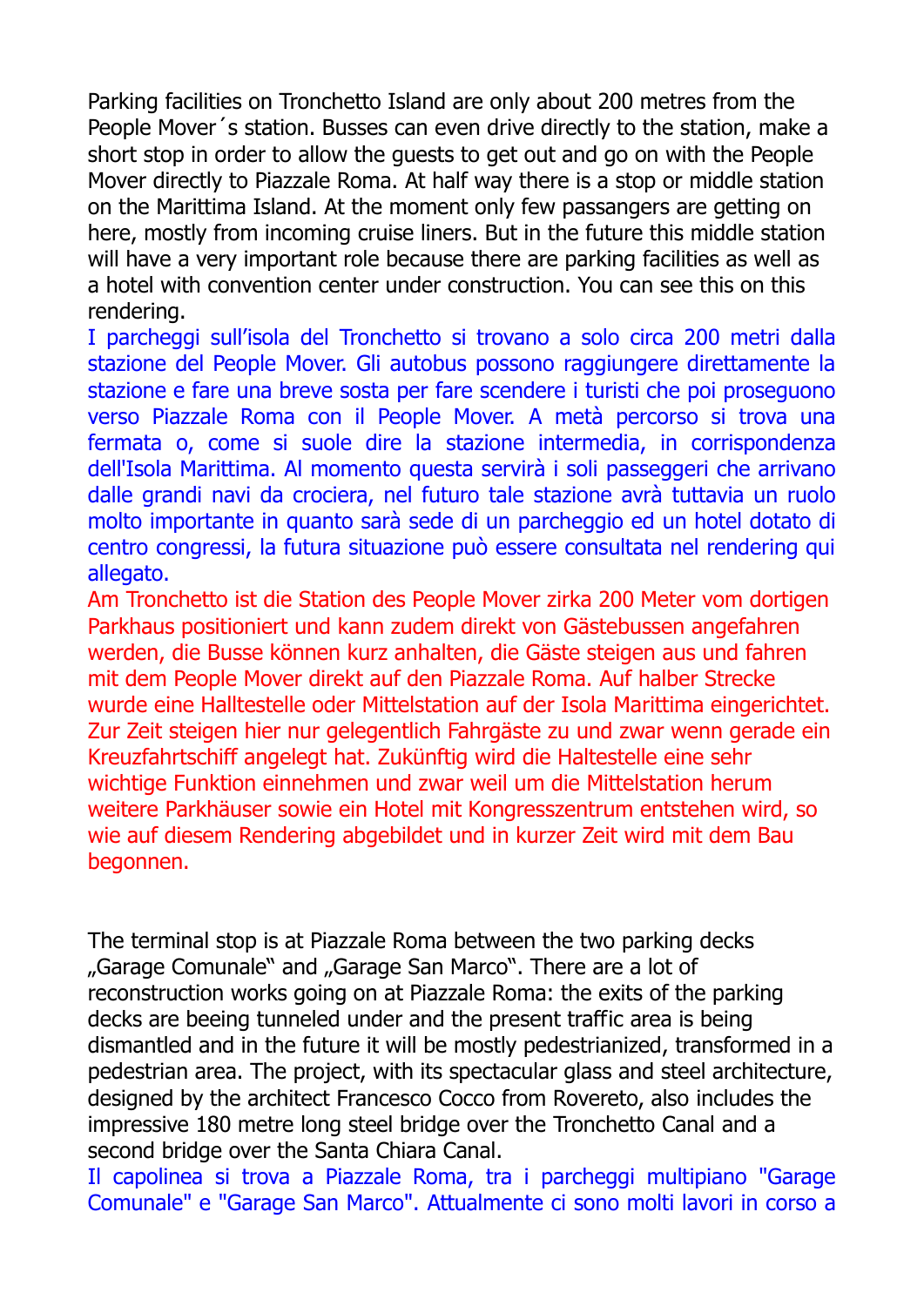Parking facilities on Tronchetto Island are only about 200 metres from the People Mover´s station. Busses can even drive directly to the station, make a short stop in order to allow the guests to get out and go on with the People Mover directly to Piazzale Roma. At half way there is a stop or middle station on the Marittima Island. At the moment only few passangers are getting on here, mostly from incoming cruise liners. But in the future this middle station will have a very important role because there are parking facilities as well as a hotel with convention center under construction. You can see this on this rendering.

I parcheggi sull'isola del Tronchetto si trovano a solo circa 200 metri dalla stazione del People Mover. Gli autobus possono raggiungere direttamente la stazione e fare una breve sosta per fare scendere i turisti che poi proseguono verso Piazzale Roma con il People Mover. A metà percorso si trova una fermata o, come si suole dire la stazione intermedia, in corrispondenza dell'Isola Marittima. Al momento questa servirà i soli passeggeri che arrivano dalle grandi navi da crociera, nel futuro tale stazione avrà tuttavia un ruolo molto importante in quanto sarà sede di un parcheggio ed un hotel dotato di centro congressi, la futura situazione può essere consultata nel rendering qui allegato.

Am Tronchetto ist die Station des People Mover zirka 200 Meter vom dortigen Parkhaus positioniert und kann zudem direkt von Gästebussen angefahren werden, die Busse können kurz anhalten, die Gäste steigen aus und fahren mit dem People Mover direkt auf den Piazzale Roma. Auf halber Strecke wurde eine Halltestelle oder Mittelstation auf der Isola Marittima eingerichtet. Zur Zeit steigen hier nur gelegentlich Fahrgäste zu und zwar wenn gerade ein Kreuzfahrtschiff angelegt hat. Zukünftig wird die Haltestelle eine sehr wichtige Funktion einnehmen und zwar weil um die Mittelstation herum weitere Parkhäuser sowie ein Hotel mit Kongresszentrum entstehen wird, so wie auf diesem Rendering abgebildet und in kurzer Zeit wird mit dem Bau begonnen.

The terminal stop is at Piazzale Roma between the two parking decks „Garage Comunale" and „Garage San Marco". There are a lot of reconstruction works going on at Piazzale Roma: the exits of the parking decks are beeing tunneled under and the present traffic area is being dismantled and in the future it will be mostly pedestrianized, transformed in a pedestrian area. The project, with its spectacular glass and steel architecture, designed by the architect Francesco Cocco from Rovereto, also includes the impressive 180 metre long steel bridge over the Tronchetto Canal and a second bridge over the Santa Chiara Canal.

Il capolinea si trova a Piazzale Roma, tra i parcheggi multipiano "Garage Comunale" e "Garage San Marco". Attualmente ci sono molti lavori in corso a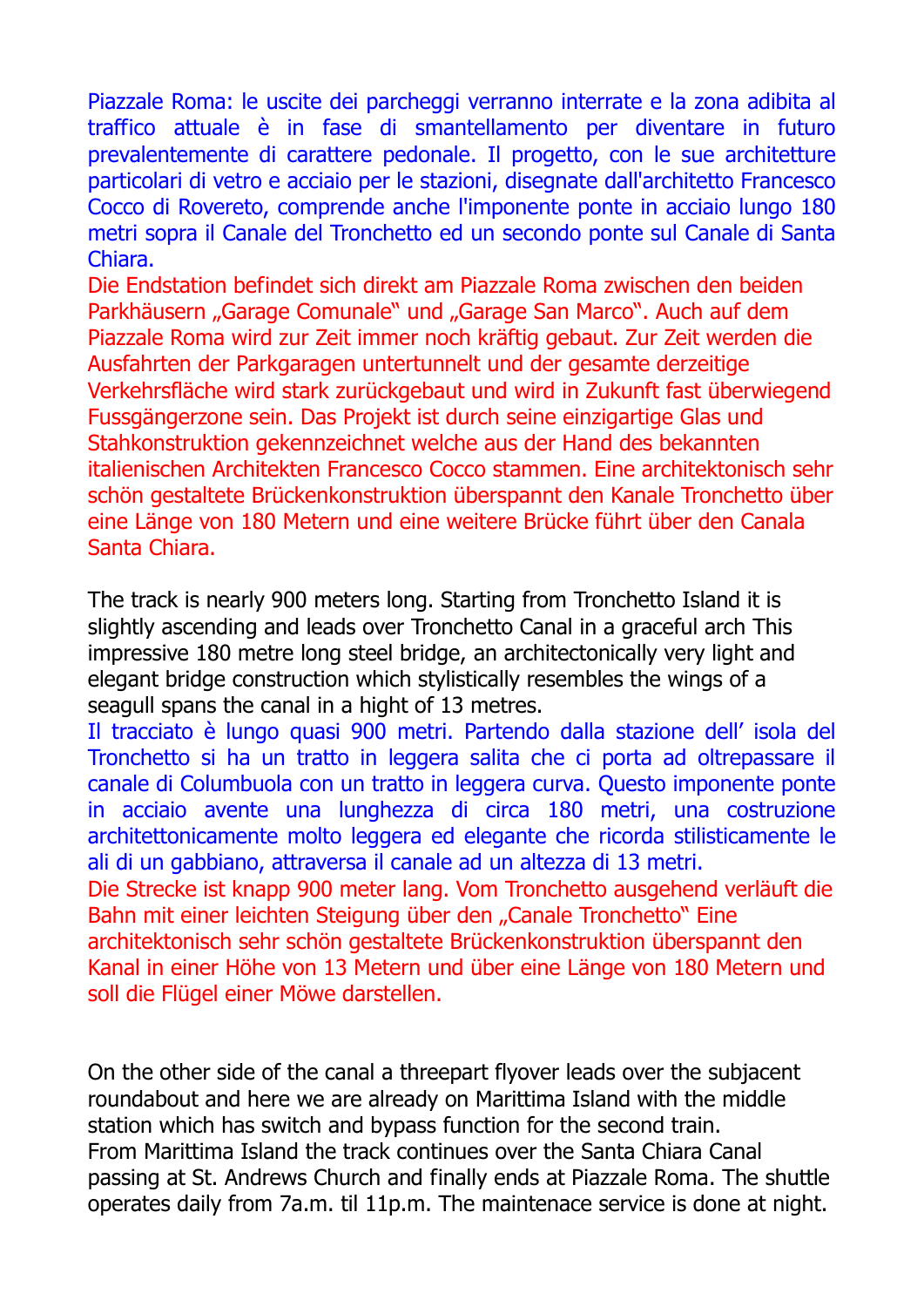Piazzale Roma: le uscite dei parcheggi verranno interrate e la zona adibita al traffico attuale è in fase di smantellamento per diventare in futuro prevalentemente di carattere pedonale. Il progetto, con le sue architetture particolari di vetro e acciaio per le stazioni, disegnate dall'architetto Francesco Cocco di Rovereto, comprende anche l'imponente ponte in acciaio lungo 180 metri sopra il Canale del Tronchetto ed un secondo ponte sul Canale di Santa Chiara.

Die Endstation befindet sich direkt am Piazzale Roma zwischen den beiden Parkhäusern „Garage Comunale" und „Garage San Marco". Auch auf dem Piazzale Roma wird zur Zeit immer noch kräftig gebaut. Zur Zeit werden die Ausfahrten der Parkgaragen untertunnelt und der gesamte derzeitige Verkehrsfläche wird stark zurückgebaut und wird in Zukunft fast überwiegend Fussgängerzone sein. Das Projekt ist durch seine einzigartige Glas und Stahkonstruktion gekennzeichnet welche aus der Hand des bekannten italienischen Architekten Francesco Cocco stammen. Eine architektonisch sehr schön gestaltete Brückenkonstruktion überspannt den Kanale Tronchetto über eine Länge von 180 Metern und eine weitere Brücke führt über den Canala Santa Chiara.

The track is nearly 900 meters long. Starting from Tronchetto Island it is slightly ascending and leads over Tronchetto Canal in a graceful arch This impressive 180 metre long steel bridge, an architectonically very light and elegant bridge construction which stylistically resembles the wings of a seagull spans the canal in a hight of 13 metres.

Il tracciato è lungo quasi 900 metri. Partendo dalla stazione dell' isola del Tronchetto si ha un tratto in leggera salita che ci porta ad oltrepassare il canale di Columbuola con un tratto in leggera curva. Questo imponente ponte in acciaio avente una lunghezza di circa 180 metri, una costruzione architettonicamente molto leggera ed elegante che ricorda stilisticamente le ali di un gabbiano, attraversa il canale ad un altezza di 13 metri.

Die Strecke ist knapp 900 meter lang. Vom Tronchetto ausgehend verläuft die Bahn mit einer leichten Steigung über den „Canale Tronchetto" Eine architektonisch sehr schön gestaltete Brückenkonstruktion überspannt den Kanal in einer Höhe von 13 Metern und über eine Länge von 180 Metern und soll die Flügel einer Möwe darstellen.

On the other side of the canal a threepart flyover leads over the subjacent roundabout and here we are already on Marittima Island with the middle station which has switch and bypass function for the second train.
From Marittima Island the track continues over the Santa Chiara Canal passing at St. Andrews Church and finally ends at Piazzale Roma. The shuttle operates daily from 7a.m. til 11p.m. The maintenace service is done at night.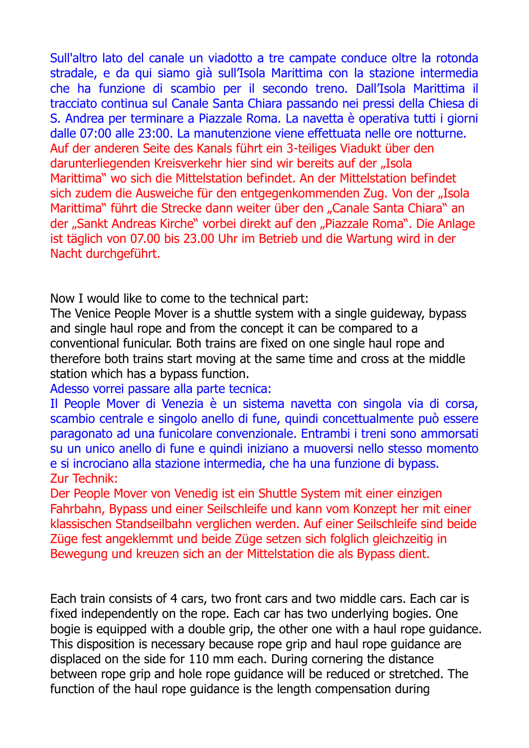Sull'altro lato del canale un viadotto a tre campate conduce oltre la rotonda stradale, e da qui siamo già sull'Isola Marittima con la stazione intermedia che ha funzione di scambio per il secondo treno. Dall'Isola Marittima il tracciato continua sul Canale Santa Chiara passando nei pressi della Chiesa di S. Andrea per terminare a Piazzale Roma. La navetta è operativa tutti i giorni dalle 07:00 alle 23:00. La manutenzione viene effettuata nelle ore notturne.
Auf der anderen Seite des Kanals führt ein 3-teiliges Viadukt über den darunterliegenden Kreisverkehr hier sind wir bereits auf der „Isola Marittima" wo sich die Mittelstation befindet. An der Mittelstation befindet sich zudem die Ausweiche für den entgegenkommenden Zug. Von der „Isola Marittima" führt die Strecke dann weiter über den „Canale Santa Chiara" an der „Sankt Andreas Kirche" vorbei direkt auf den „Piazzale Roma". Die Anlage ist täglich von 07.00 bis 23.00 Uhr im Betrieb und die Wartung wird in der Nacht durchgeführt.

Now I would like to come to the technical part:
The Venice People Mover is a shuttle system with a single guideway, bypass and single haul rope and from the concept it can be compared to a conventional funicular. Both trains are fixed on one single haul rope and therefore both trains start moving at the same time and cross at the middle station which has a bypass function.
Adesso vorrei passare alla parte tecnica:
Il People Mover di Venezia è un sistema navetta con singola via di corsa, scambio centrale e singolo anello di fune, quindi concettualmente può essere paragonato ad una funicolare convenzionale. Entrambi i treni sono ammorsati su un unico anello di fune e quindi iniziano a muoversi nello stesso momento e si incrociano alla stazione intermedia, che ha una funzione di bypass.
Zur Technik:
Der People Mover von Venedig ist ein Shuttle System mit einer einzigen Fahrbahn, Bypass und einer Seilschleife und kann vom Konzept her mit einer klassischen Standseilbahn verglichen werden. Auf einer Seilschleife sind beide Züge fest angeklemmt und beide Züge setzen sich folglich gleichzeitig in Bewegung und kreuzen sich an der Mittelstation die als Bypass dient.

Each train consists of 4 cars, two front cars and two middle cars. Each car is fixed independently on the rope. Each car has two underlying bogies. One bogie is equipped with a double grip, the other one with a haul rope guidance. This disposition is necessary because rope grip and haul rope guidance are displaced on the side for 110 mm each. During cornering the distance between rope grip and hole rope guidance will be reduced or stretched. The function of the haul rope guidance is the length compensation during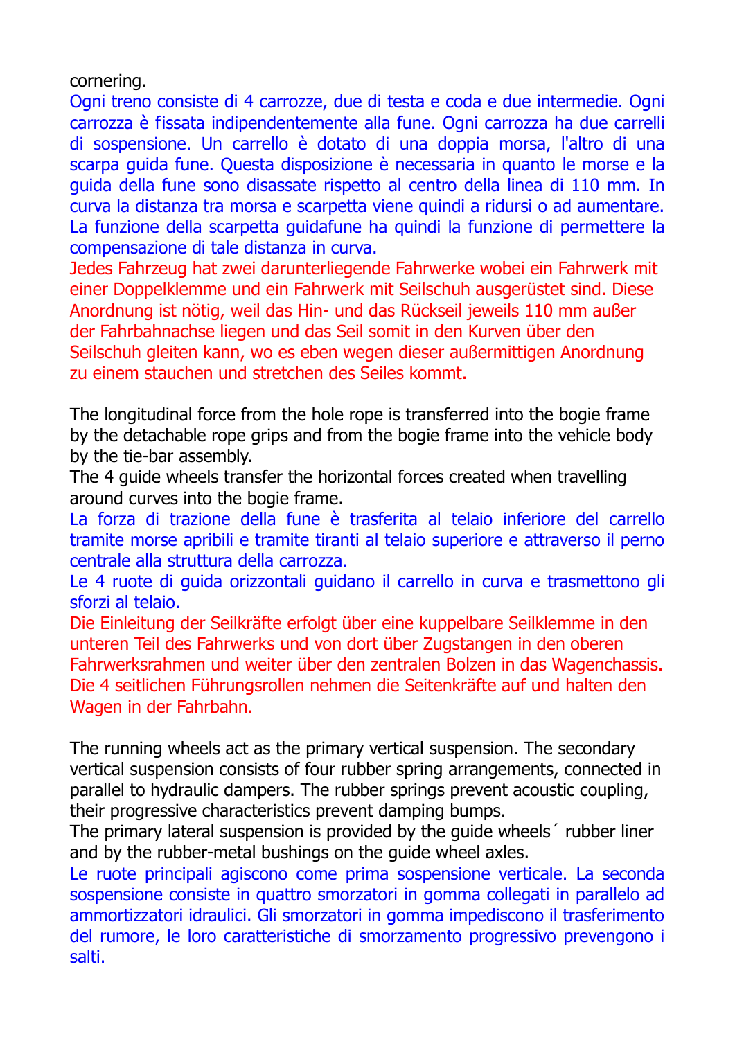cornering.

Ogni treno consiste di 4 carrozze, due di testa e coda e due intermedie. Ogni carrozza è fissata indipendentemente alla fune. Ogni carrozza ha due carrelli di sospensione. Un carrello è dotato di una doppia morsa, l'altro di una scarpa guida fune. Questa disposizione è necessaria in quanto le morse e la guida della fune sono disassate rispetto al centro della linea di 110 mm. In curva la distanza tra morsa e scarpetta viene quindi a ridursi o ad aumentare. La funzione della scarpetta guidafune ha quindi la funzione di permettere la compensazione di tale distanza in curva.

Jedes Fahrzeug hat zwei darunterliegende Fahrwerke wobei ein Fahrwerk mit einer Doppelklemme und ein Fahrwerk mit Seilschuh ausgerüstet sind. Diese Anordnung ist nötig, weil das Hin- und das Rückseil jeweils 110 mm außer der Fahrbahnachse liegen und das Seil somit in den Kurven über den Seilschuh gleiten kann, wo es eben wegen dieser außermittigen Anordnung zu einem stauchen und stretchen des Seiles kommt.

The longitudinal force from the hole rope is transferred into the bogie frame by the detachable rope grips and from the bogie frame into the vehicle body by the tie-bar assembly.

The 4 guide wheels transfer the horizontal forces created when travelling around curves into the bogie frame.

La forza di trazione della fune è trasferita al telaio inferiore del carrello tramite morse apribili e tramite tiranti al telaio superiore e attraverso il perno centrale alla struttura della carrozza.

Le 4 ruote di guida orizzontali guidano il carrello in curva e trasmettono gli sforzi al telaio.

Die Einleitung der Seilkräfte erfolgt über eine kuppelbare Seilklemme in den unteren Teil des Fahrwerks und von dort über Zugstangen in den oberen Fahrwerksrahmen und weiter über den zentralen Bolzen in das Wagenchassis. Die 4 seitlichen Führungsrollen nehmen die Seitenkräfte auf und halten den Wagen in der Fahrbahn.

The running wheels act as the primary vertical suspension. The secondary vertical suspension consists of four rubber spring arrangements, connected in parallel to hydraulic dampers. The rubber springs prevent acoustic coupling, their progressive characteristics prevent damping bumps.

The primary lateral suspension is provided by the guide wheels´ rubber liner and by the rubber-metal bushings on the guide wheel axles.

Le ruote principali agiscono come prima sospensione verticale. La seconda sospensione consiste in quattro smorzatori in gomma collegati in parallelo ad ammortizzatori idraulici. Gli smorzatori in gomma impediscono il trasferimento del rumore, le loro caratteristiche di smorzamento progressivo prevengono i salti.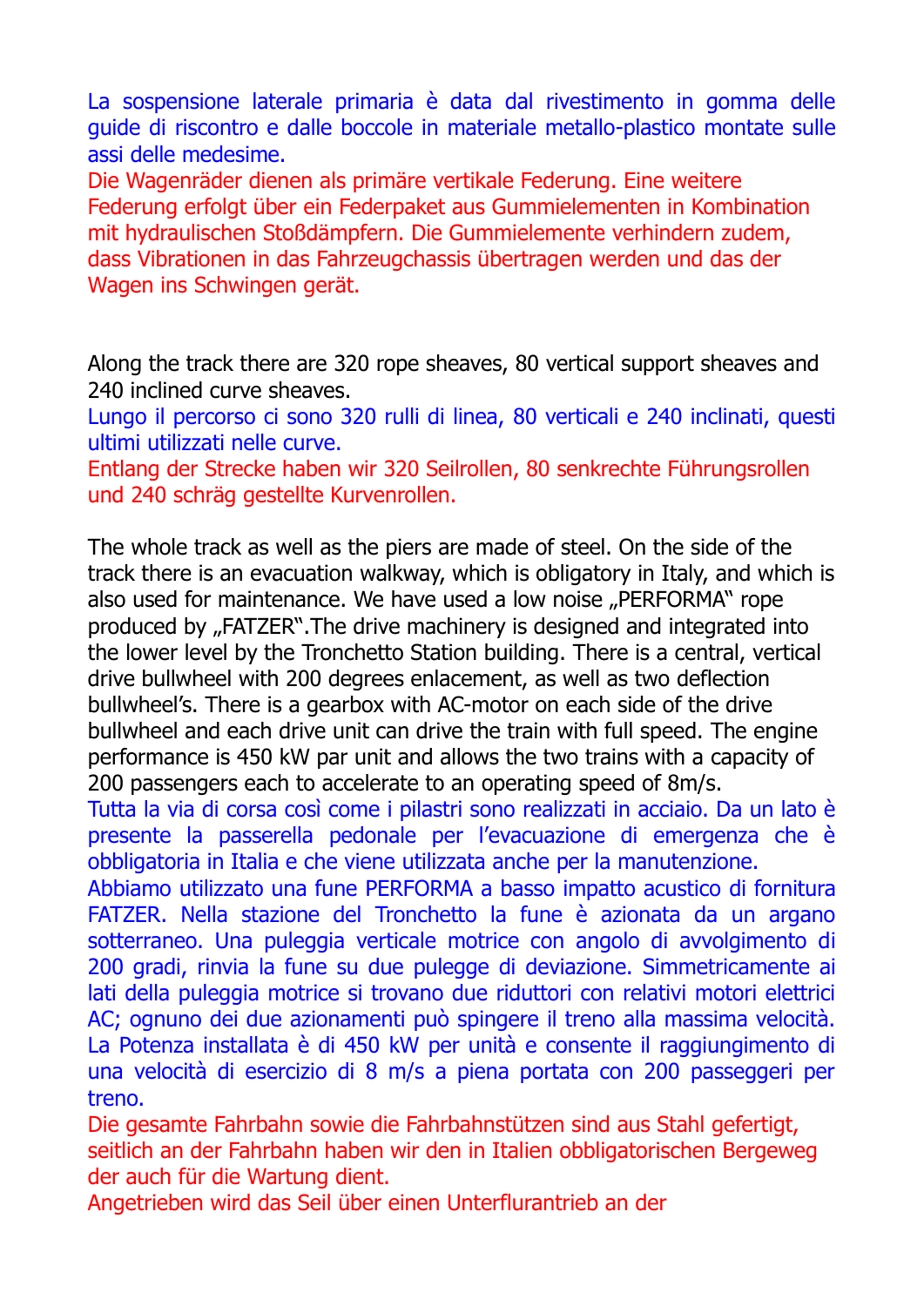La sospensione laterale primaria è data dal rivestimento in gomma delle guide di riscontro e dalle boccole in materiale metallo-plastico montate sulle assi delle medesime.

Die Wagenräder dienen als primäre vertikale Federung. Eine weitere Federung erfolgt über ein Federpaket aus Gummielementen in Kombination mit hydraulischen Stoßdämpfern. Die Gummielemente verhindern zudem, dass Vibrationen in das Fahrzeugchassis übertragen werden und das der Wagen ins Schwingen gerät.

Along the track there are 320 rope sheaves, 80 vertical support sheaves and 240 inclined curve sheaves.

Lungo il percorso ci sono 320 rulli di linea, 80 verticali e 240 inclinati, questi ultimi utilizzati nelle curve.

Entlang der Strecke haben wir 320 Seilrollen, 80 senkrechte Führungsrollen und 240 schräg gestellte Kurvenrollen.

The whole track as well as the piers are made of steel. On the side of the track there is an evacuation walkway, which is obligatory in Italy, and which is also used for maintenance. We have used a low noise „PERFORMA" rope produced by „FATZER".The drive machinery is designed and integrated into the lower level by the Tronchetto Station building. There is a central, vertical drive bullwheel with 200 degrees enlacement, as well as two deflection bullwheel's. There is a gearbox with AC-motor on each side of the drive bullwheel and each drive unit can drive the train with full speed. The engine performance is 450 kW par unit and allows the two trains with a capacity of 200 passengers each to accelerate to an operating speed of 8m/s.

Tutta la via di corsa così come i pilastri sono realizzati in acciaio. Da un lato è presente la passerella pedonale per l'evacuazione di emergenza che è obbligatoria in Italia e che viene utilizzata anche per la manutenzione.

Abbiamo utilizzato una fune PERFORMA a basso impatto acustico di fornitura FATZER. Nella stazione del Tronchetto la fune è azionata da un argano sotterraneo. Una puleggia verticale motrice con angolo di avvolgimento di 200 gradi, rinvia la fune su due pulegge di deviazione. Simmetricamente ai lati della puleggia motrice si trovano due riduttori con relativi motori elettrici AC; ognuno dei due azionamenti può spingere il treno alla massima velocità. La Potenza installata è di 450 kW per unità e consente il raggiungimento di una velocità di esercizio di 8 m/s a piena portata con 200 passeggeri per treno.

Die gesamte Fahrbahn sowie die Fahrbahnstützen sind aus Stahl gefertigt, seitlich an der Fahrbahn haben wir den in Italien obbligatorischen Bergeweg der auch für die Wartung dient.

Angetrieben wird das Seil über einen Unterflurantrieb an der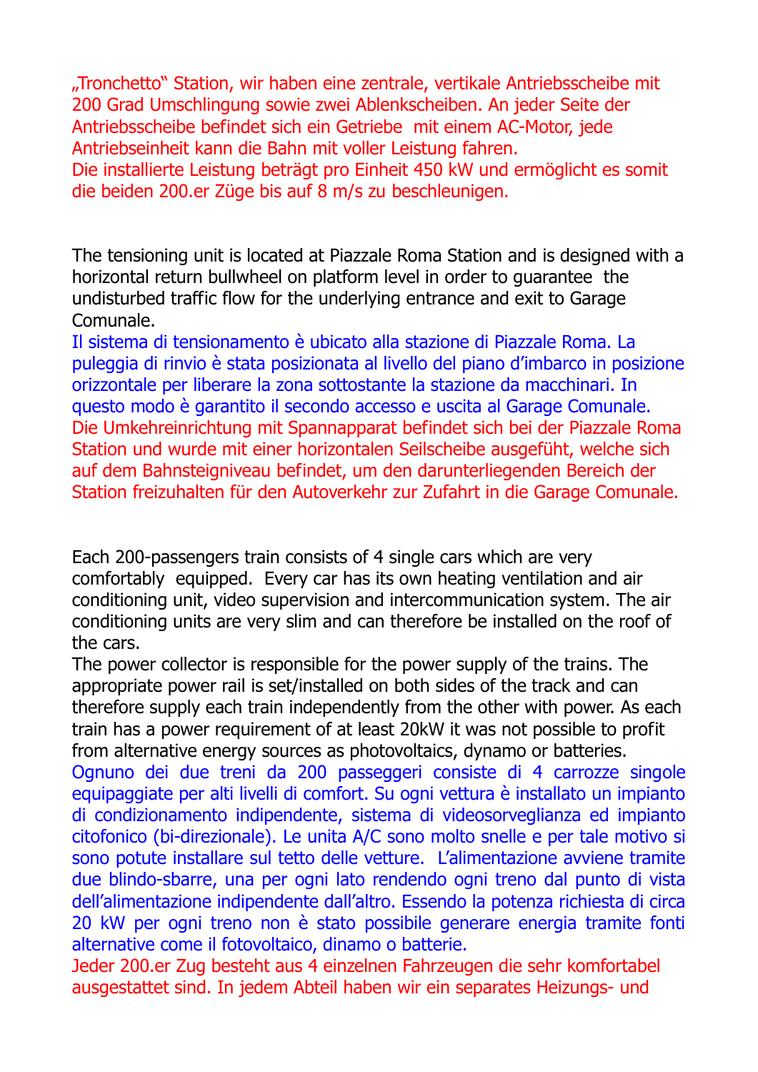„Tronchetto“ Station, wir haben eine zentrale, vertikale Antriebsscheibe mit 200 Grad Umschlingung sowie zwei Ablenkscheiben. An jeder Seite der Antriebsscheibe befindet sich ein Getriebe mit einem AC-Motor, jede Antriebseinheit kann die Bahn mit voller Leistung fahren.
Die installierte Leistung beträgt pro Einheit 450 kW und ermöglicht es somit die beiden 200.er Züge bis auf 8 m/s zu beschleunigen.

The tensioning unit is located at Piazzale Roma Station and is designed with a horizontal return bullwheel on platform level in order to guarantee the undisturbed traffic flow for the underlying entrance and exit to Garage Comunale.
Il sistema di tensionamento è ubicato alla stazione di Piazzale Roma. La puleggia di rinvio è stata posizionata al livello del piano d'imbarco in posizione orizzontale per liberare la zona sottostante la stazione da macchinari. In questo modo è garantito il secondo accesso e uscita al Garage Comunale.
Die Umkehreinrichtung mit Spannapparat befindet sich bei der Piazzale Roma Station und wurde mit einer horizontalen Seilscheibe ausgeführt, welche sich auf dem Bahnsteigniveau befindet, um den darunterliegenden Bereich der Station freizuhalten für den Autoverkehr zur Zufahrt in die Garage Comunale.

Each 200-passengers train consists of 4 single cars which are very comfortably equipped. Every car has its own heating ventilation and air conditioning unit, video supervision and intercommunication system. The air conditioning units are very slim and can therefore be installed on the roof of the cars.
The power collector is responsible for the power supply of the trains. The appropriate power rail is set/installed on both sides of the track and can therefore supply each train independently from the other with power. As each train has a power requirement of at least 20kW it was not possible to profit from alternative energy sources as photovoltaics, dynamo or batteries.
Ognuno dei due treni da 200 passeggeri consiste di 4 carrozze singole equipaggiate per alti livelli di comfort. Su ogni vettura è installato un impianto di condizionamento indipendente, sistema di videosorveglianza ed impianto citofonico (bi-direzionale). Le unita A/C sono molto snelle e per tale motivo si sono potute installare sul tetto delle vetture. L'alimentazione avviene tramite due blindo-sbarre, una per ogni lato rendendo ogni treno dal punto di vista dell'alimentazione indipendente dall'altro. Essendo la potenza richiesta di circa 20 kW per ogni treno non è stato possibile generare energia tramite fonti alternative come il fotovoltaico, dinamo o batterie.
Jeder 200.er Zug besteht aus 4 einzelnen Fahrzeugen die sehr komfortabel ausgestattet sind. In jedem Abteil haben wir ein separates Heizungs- und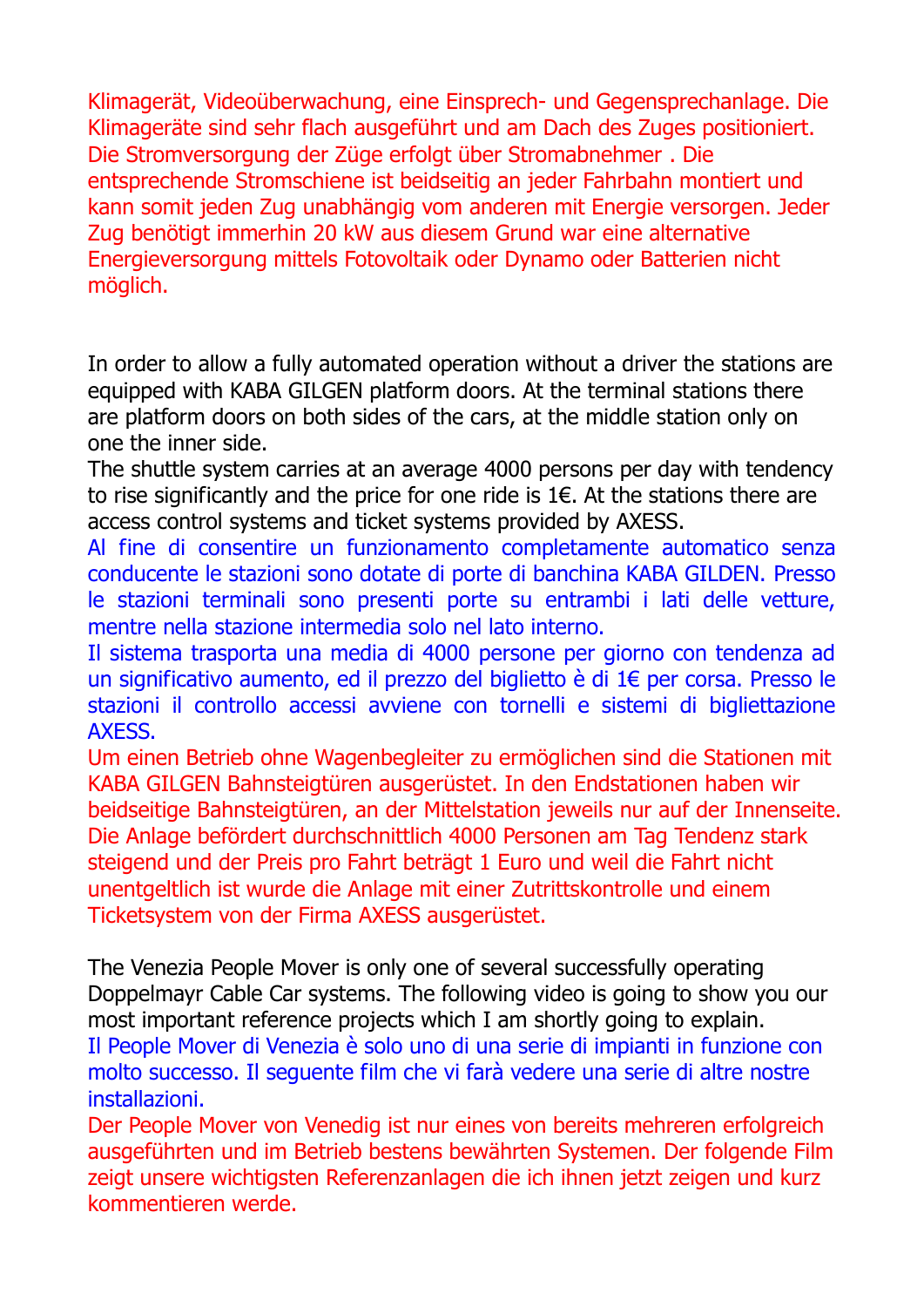Klimagerät, Videoüberwachung, eine Einsprech- und Gegensprechanlage. Die Klimageräte sind sehr flach ausgeführt und am Dach des Zuges positioniert. Die Stromversorgung der Züge erfolgt über Stromabnehmer . Die entsprechende Stromschiene ist beidseitig an jeder Fahrbahn montiert und kann somit jeden Zug unabhängig vom anderen mit Energie versorgen. Jeder Zug benötigt immerhin 20 kW aus diesem Grund war eine alternative Energieversorgung mittels Fotovoltaik oder Dynamo oder Batterien nicht möglich.

In order to allow a fully automated operation without a driver the stations are equipped with KABA GILGEN platform doors. At the terminal stations there are platform doors on both sides of the cars, at the middle station only on one the inner side.
The shuttle system carries at an average 4000 persons per day with tendency to rise significantly and the price for one ride is 1€. At the stations there are access control systems and ticket systems provided by AXESS.
Al fine di consentire un funzionamento completamente automatico senza conducente le stazioni sono dotate di porte di banchina KABA GILDEN. Presso le stazioni terminali sono presenti porte su entrambi i lati delle vetture, mentre nella stazione intermedia solo nel lato interno.
Il sistema trasporta una media di 4000 persone per giorno con tendenza ad un significativo aumento, ed il prezzo del biglietto è di 1€ per corsa. Presso le stazioni il controllo accessi avviene con tornelli e sistemi di bigliettazione AXESS.
Um einen Betrieb ohne Wagenbegleiter zu ermöglichen sind die Stationen mit KABA GILGEN Bahnsteigtüren ausgerüstet. In den Endstationen haben wir beidseitige Bahnsteigtüren, an der Mittelstation jeweils nur auf der Innenseite.
Die Anlage befördert durchschnittlich 4000 Personen am Tag Tendenz stark steigend und der Preis pro Fahrt beträgt 1 Euro und weil die Fahrt nicht unentgeltlich ist wurde die Anlage mit einer Zutrittskontrolle und einem Ticketsystem von der Firma AXESS ausgerüstet.

The Venezia People Mover is only one of several successfully operating Doppelmayr Cable Car systems. The following video is going to show you our most important reference projects which I am shortly going to explain.
Il People Mover di Venezia è solo uno di una serie di impianti in funzione con molto successo. Il seguente film che vi farà vedere una serie di altre nostre installazioni.
Der People Mover von Venedig ist nur eines von bereits mehreren erfolgreich ausgeführten und im Betrieb bestens bewährten Systemen. Der folgende Film zeigt unsere wichtigsten Referenzanlagen die ich ihnen jetzt zeigen und kurz kommentieren werde.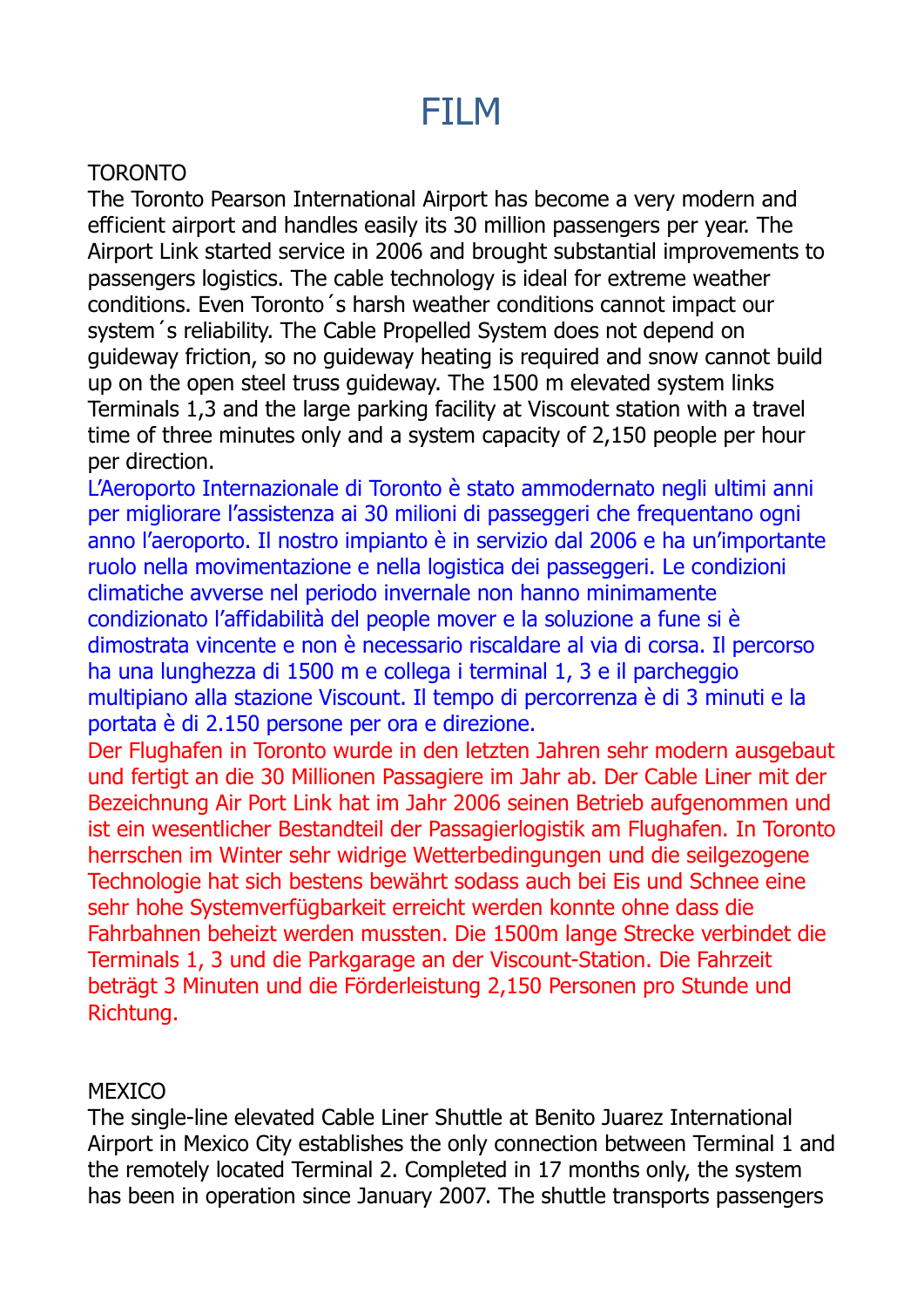# FILM

TORONTO

The Toronto Pearson International Airport has become a very modern and efficient airport and handles easily its 30 million passengers per year. The Airport Link started service in 2006 and brought substantial improvements to passengers logistics. The cable technology is ideal for extreme weather conditions. Even Toronto´s harsh weather conditions cannot impact our system´s reliability. The Cable Propelled System does not depend on guideway friction, so no guideway heating is required and snow cannot build up on the open steel truss guideway. The 1500 m elevated system links Terminals 1,3 and the large parking facility at Viscount station with a travel time of three minutes only and a system capacity of 2,150 people per hour per direction.

L'Aeroporto Internazionale di Toronto è stato ammodernato negli ultimi anni per migliorare l'assistenza ai 30 milioni di passeggeri che frequentano ogni anno l'aeroporto. Il nostro impianto è in servizio dal 2006 e ha un'importante ruolo nella movimentazione e nella logistica dei passeggeri. Le condizioni climatiche avverse nel periodo invernale non hanno minimamente condizionato l'affidabilità del people mover e la soluzione a fune si è dimostrata vincente e non è necessario riscaldare al via di corsa. Il percorso ha una lunghezza di 1500 m e collega i terminal 1, 3 e il parcheggio multipiano alla stazione Viscount. Il tempo di percorrenza è di 3 minuti e la portata è di 2.150 persone per ora e direzione.

Der Flughafen in Toronto wurde in den letzten Jahren sehr modern ausgebaut und fertigt an die 30 Millionen Passagiere im Jahr ab. Der Cable Liner mit der Bezeichnung Air Port Link hat im Jahr 2006 seinen Betrieb aufgenommen und ist ein wesentlicher Bestandteil der Passagierlogistik am Flughafen. In Toronto herrschen im Winter sehr widrige Wetterbedingungen und die seilgezogene Technologie hat sich bestens bewährt sodass auch bei Eis und Schnee eine sehr hohe Systemverfügbarkeit erreicht werden konnte ohne dass die Fahrbahnen beheizt werden mussten. Die 1500m lange Strecke verbindet die Terminals 1, 3 und die Parkgarage an der Viscount-Station. Die Fahrzeit beträgt 3 Minuten und die Förderleistung 2,150 Personen pro Stunde und Richtung.

MEXICO

The single-line elevated Cable Liner Shuttle at Benito Juarez International Airport in Mexico City establishes the only connection between Terminal 1 and the remotely located Terminal 2. Completed in 17 months only, the system has been in operation since January 2007. The shuttle transports passengers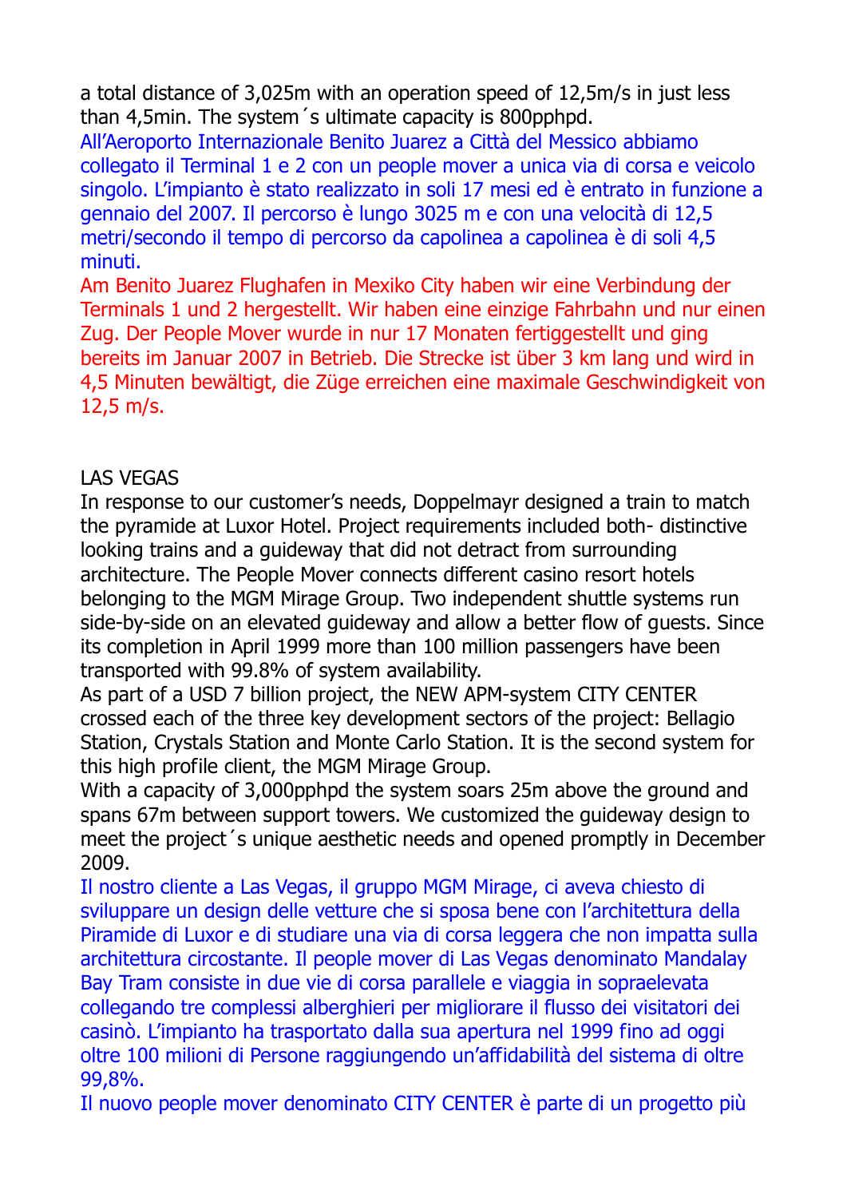a total distance of 3,025m with an operation speed of 12,5m/s in just less than 4,5min. The system´s ultimate capacity is 800pphpd.

All'Aeroporto Internazionale Benito Juarez a Città del Messico abbiamo collegato il Terminal 1 e 2 con un people mover a unica via di corsa e veicolo singolo. L'impianto è stato realizzato in soli 17 mesi ed è entrato in funzione a gennaio del 2007. Il percorso è lungo 3025 m e con una velocità di 12,5 metri/secondo il tempo di percorso da capolinea a capolinea è di soli 4,5 minuti.

Am Benito Juarez Flughafen in Mexiko City haben wir eine Verbindung der Terminals 1 und 2 hergestellt. Wir haben eine einzige Fahrbahn und nur einen Zug. Der People Mover wurde in nur 17 Monaten fertiggestellt und ging bereits im Januar 2007 in Betrieb. Die Strecke ist über 3 km lang und wird in 4,5 Minuten bewältigt, die Züge erreichen eine maximale Geschwindigkeit von 12,5 m/s.

LAS VEGAS

In response to our customer's needs, Doppelmayr designed a train to match the pyramide at Luxor Hotel. Project requirements included both- distinctive looking trains and a guideway that did not detract from surrounding architecture. The People Mover connects different casino resort hotels belonging to the MGM Mirage Group. Two independent shuttle systems run side-by-side on an elevated guideway and allow a better flow of guests. Since its completion in April 1999 more than 100 million passengers have been transported with 99.8% of system availability.

As part of a USD 7 billion project, the NEW APM-system CITY CENTER crossed each of the three key development sectors of the project: Bellagio Station, Crystals Station and Monte Carlo Station. It is the second system for this high profile client, the MGM Mirage Group.

With a capacity of 3,000pphpd the system soars 25m above the ground and spans 67m between support towers. We customized the guideway design to meet the project´s unique aesthetic needs and opened promptly in December 2009.

Il nostro cliente a Las Vegas, il gruppo MGM Mirage, ci aveva chiesto di sviluppare un design delle vetture che si sposa bene con l'architettura della Piramide di Luxor e di studiare una via di corsa leggera che non impatta sulla architettura circostante. Il people mover di Las Vegas denominato Mandalay Bay Tram consiste in due vie di corsa parallele e viaggia in sopraelevata collegando tre complessi alberghieri per migliorare il flusso dei visitatori dei casinò. L'impianto ha trasportato dalla sua apertura nel 1999 fino ad oggi oltre 100 milioni di Persone raggiungendo un'affidabilità del sistema di oltre 99,8%.

Il nuovo people mover denominato CITY CENTER è parte di un progetto più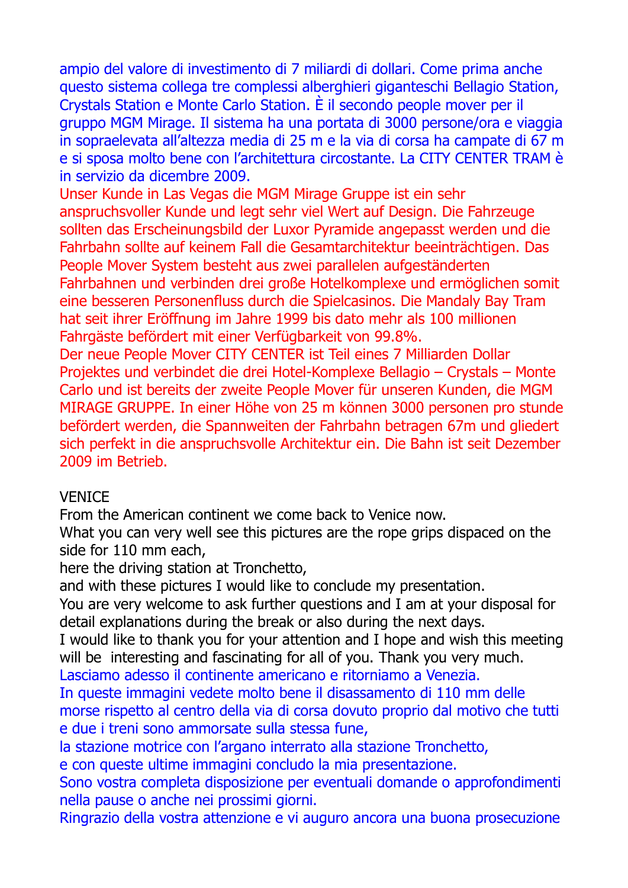ampio del valore di investimento di 7 miliardi di dollari. Come prima anche questo sistema collega tre complessi alberghieri giganteschi Bellagio Station, Crystals Station e Monte Carlo Station. È il secondo people mover per il gruppo MGM Mirage. Il sistema ha una portata di 3000 persone/ora e viaggia in sopraelevata all'altezza media di 25 m e la via di corsa ha campate di 67 m e si sposa molto bene con l'architettura circostante. La CITY CENTER TRAM è in servizio da dicembre 2009.

Unser Kunde in Las Vegas die MGM Mirage Gruppe ist ein sehr anspruchsvoller Kunde und legt sehr viel Wert auf Design. Die Fahrzeuge sollten das Erscheinungsbild der Luxor Pyramide angepasst werden und die Fahrbahn sollte auf keinem Fall die Gesamtarchitektur beeinträchtigen. Das People Mover System besteht aus zwei parallelen aufgeständerten Fahrbahnen und verbinden drei große Hotelkomplexe und ermöglichen somit eine besseren Personenfluss durch die Spielcasinos. Die Mandaly Bay Tram hat seit ihrer Eröffnung im Jahre 1999 bis dato mehr als 100 millionen Fahrgäste befördert mit einer Verfügbarkeit von 99.8%.

Der neue People Mover CITY CENTER ist Teil eines 7 Milliarden Dollar Projektes und verbindet die drei Hotel-Komplexe Bellagio – Crystals – Monte Carlo und ist bereits der zweite People Mover für unseren Kunden, die MGM MIRAGE GRUPPE. In einer Höhe von 25 m können 3000 personen pro stunde befördert werden, die Spannweiten der Fahrbahn betragen 67m und gliedert sich perfekt in die anspruchsvolle Architektur ein. Die Bahn ist seit Dezember 2009 im Betrieb.

VENICE

From the American continent we come back to Venice now.
What you can very well see this pictures are the rope grips dispaced on the side for 110 mm each,
here the driving station at Tronchetto,
and with these pictures I would like to conclude my presentation.
You are very welcome to ask further questions and I am at your disposal for detail explanations during the break or also during the next days.
I would like to thank you for your attention and I hope and wish this meeting will be interesting and fascinating for all of you. Thank you very much.
Lasciamo adesso il continente americano e ritorniamo a Venezia.
In queste immagini vedete molto bene il disassamento di 110 mm delle morse rispetto al centro della via di corsa dovuto proprio dal motivo che tutti e due i treni sono ammorsate sulla stessa fune,
la stazione motrice con l'argano interrato alla stazione Tronchetto,
e con queste ultime immagini concludo la mia presentazione.
Sono vostra completa disposizione per eventuali domande o approfondimenti nella pause o anche nei prossimi giorni.
Ringrazio della vostra attenzione e vi auguro ancora una buona prosecuzione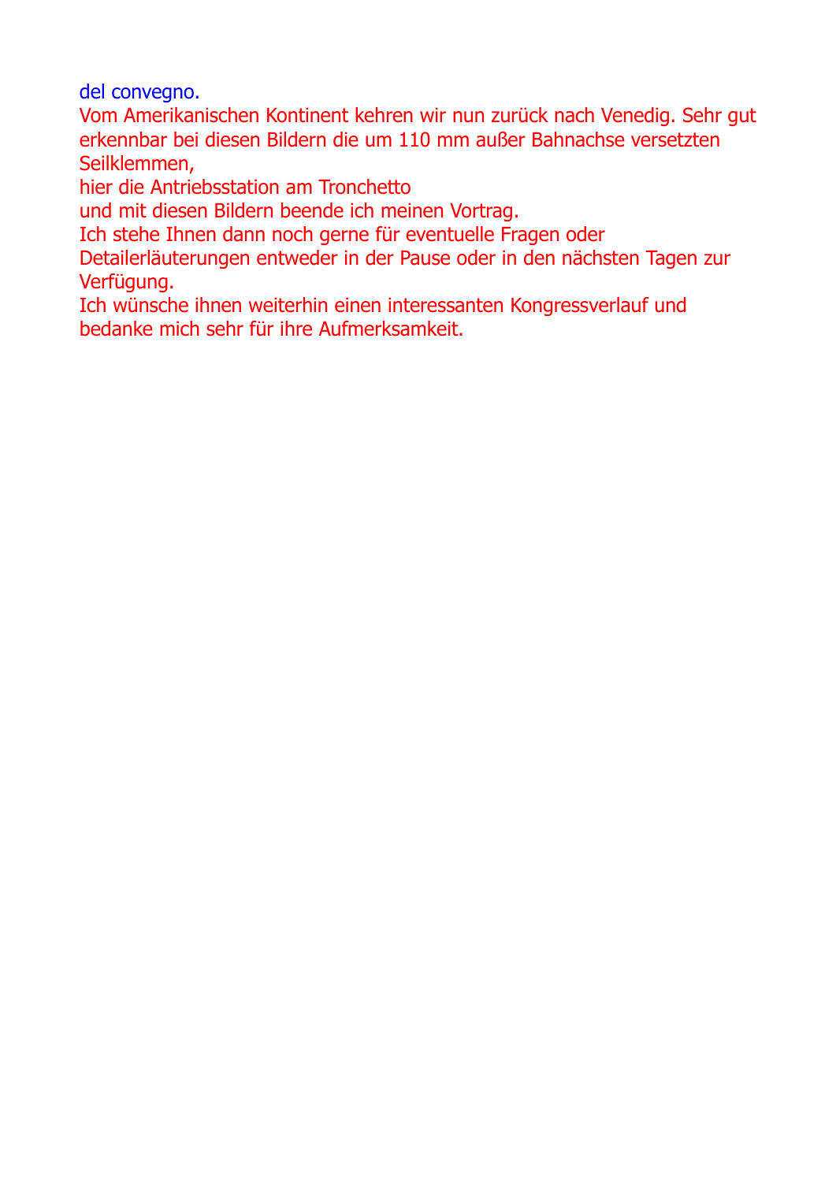del convegno.

Vom Amerikanischen Kontinent kehren wir nun zurück nach Venedig. Sehr gut erkennbar bei diesen Bildern die um 110 mm außer Bahnachse versetzten Seilklemmen,

hier die Antriebsstation am Tronchetto

und mit diesen Bildern beende ich meinen Vortrag.

Ich stehe Ihnen dann noch gerne für eventuelle Fragen oder Detailerläuterungen entweder in der Pause oder in den nächsten Tagen zur Verfügung.

Ich wünsche ihnen weiterhin einen interessanten Kongressverlauf und bedanke mich sehr für ihre Aufmerksamkeit.